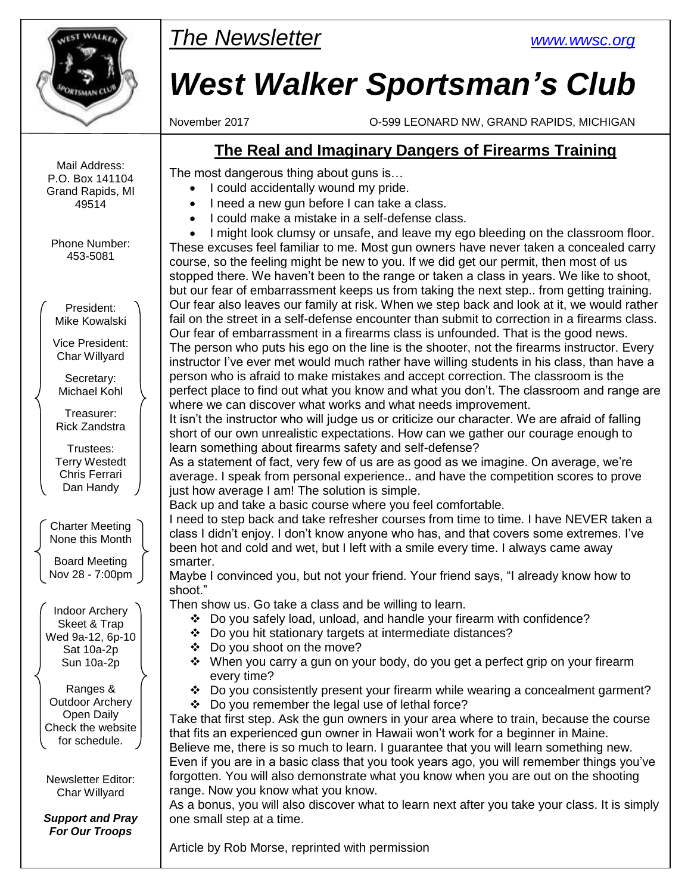# The Newsletter

www.wwsc.org

# West Walker Sportsman's Club

November 2017 — O-599 LEONARD NW, GRAND RAPIDS, MICHIGAN

Mail Address:
P.O. Box 141104
Grand Rapids, MI
49514

Phone Number:
453-5081

President:
Mike Kowalski

Vice President:
Char Willyard

Secretary:
Michael Kohl

Treasurer:
Rick Zandstra

Trustees:
Terry Westedt
Chris Ferrari
Dan Handy

Charter Meeting
None this Month

Board Meeting
Nov 28 - 7:00pm

Indoor Archery
Skeet & Trap
Wed 9a-12, 6p-10
Sat 10a-2p
Sun 10a-2p

Ranges &
Outdoor Archery
Open Daily
Check the website
for schedule.

Newsletter Editor:
Char Willyard

***Support and Pray For Our Troops***

## The Real and Imaginary Dangers of Firearms Training

The most dangerous thing about guns is…

- I could accidentally wound my pride.
- I need a new gun before I can take a class.
- I could make a mistake in a self-defense class.
- I might look clumsy or unsafe, and leave my ego bleeding on the classroom floor.

These excuses feel familiar to me. Most gun owners have never taken a concealed carry course, so the feeling might be new to you. If we did get our permit, then most of us stopped there. We haven't been to the range or taken a class in years. We like to shoot, but our fear of embarrassment keeps us from taking the next step.. from getting training. Our fear also leaves our family at risk. When we step back and look at it, we would rather fail on the street in a self-defense encounter than submit to correction in a firearms class.

Our fear of embarrassment in a firearms class is unfounded. That is the good news.

The person who puts his ego on the line is the shooter, not the firearms instructor. Every instructor I've ever met would much rather have willing students in his class, than have a person who is afraid to make mistakes and accept correction. The classroom is the perfect place to find out what you know and what you don't. The classroom and range are where we can discover what works and what needs improvement.

It isn't the instructor who will judge us or criticize our character. We are afraid of falling short of our own unrealistic expectations. How can we gather our courage enough to learn something about firearms safety and self-defense?

As a statement of fact, very few of us are as good as we imagine. On average, we're average. I speak from personal experience.. and have the competition scores to prove just how average I am! The solution is simple.

Back up and take a basic course where you feel comfortable.

I need to step back and take refresher courses from time to time. I have NEVER taken a class I didn't enjoy. I don't know anyone who has, and that covers some extremes. I've been hot and cold and wet, but I left with a smile every time. I always came away smarter.

Maybe I convinced you, but not your friend. Your friend says, "I already know how to shoot."

Then show us. Go take a class and be willing to learn.

- Do you safely load, unload, and handle your firearm with confidence?
- Do you hit stationary targets at intermediate distances?
- Do you shoot on the move?
- When you carry a gun on your body, do you get a perfect grip on your firearm every time?
- Do you consistently present your firearm while wearing a concealment garment?
- Do you remember the legal use of lethal force?

Take that first step. Ask the gun owners in your area where to train, because the course that fits an experienced gun owner in Hawaii won't work for a beginner in Maine.

Believe me, there is so much to learn. I guarantee that you will learn something new. Even if you are in a basic class that you took years ago, you will remember things you've forgotten. You will also demonstrate what you know when you are out on the shooting range. Now you know what you know.

As a bonus, you will also discover what to learn next after you take your class. It is simply one small step at a time.

Article by Rob Morse, reprinted with permission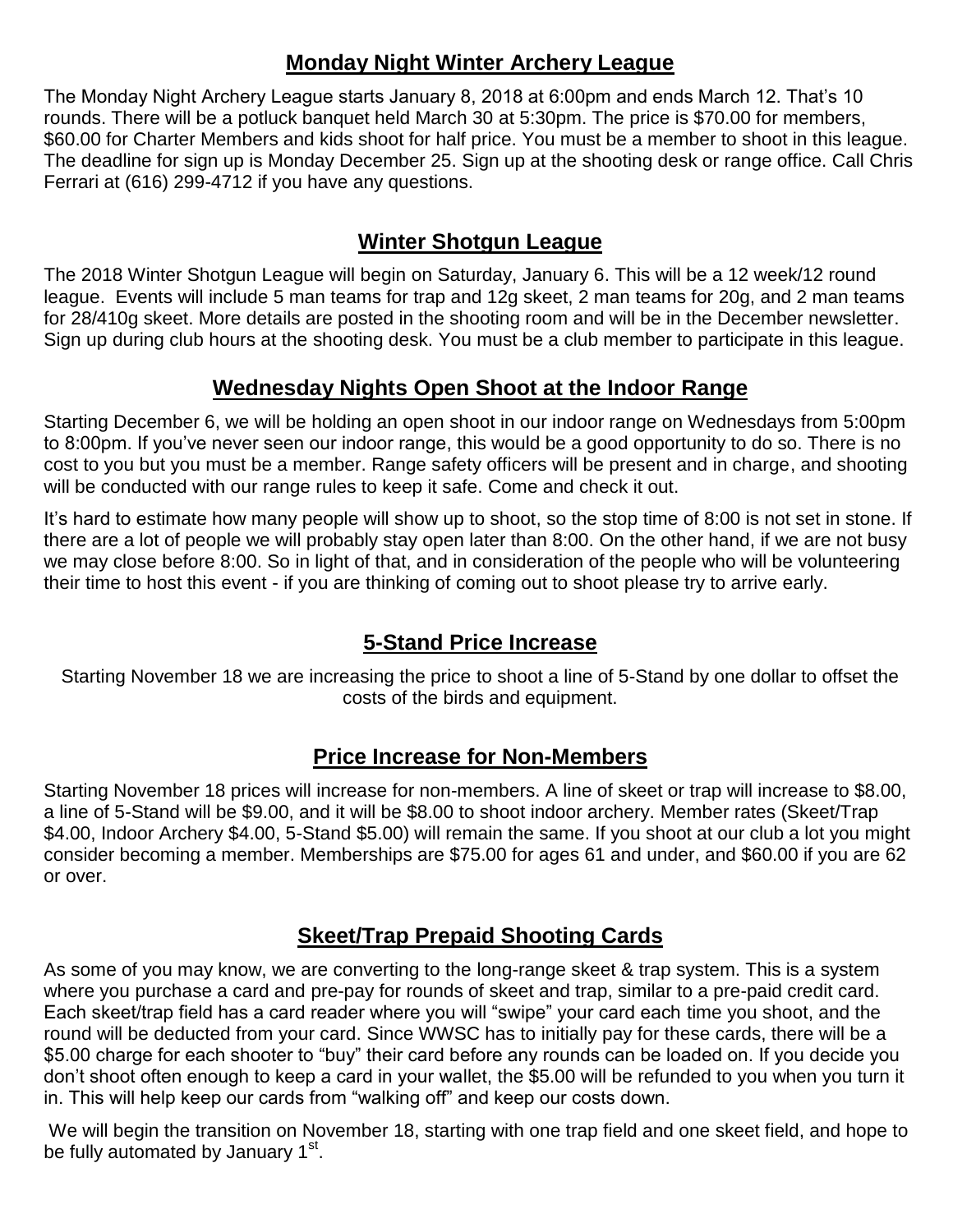## Monday Night Winter Archery League

The Monday Night Archery League starts January 8, 2018 at 6:00pm and ends March 12. That's 10 rounds. There will be a potluck banquet held March 30 at 5:30pm. The price is $70.00 for members, $60.00 for Charter Members and kids shoot for half price. You must be a member to shoot in this league. The deadline for sign up is Monday December 25. Sign up at the shooting desk or range office. Call Chris Ferrari at (616) 299-4712 if you have any questions.

## Winter Shotgun League

The 2018 Winter Shotgun League will begin on Saturday, January 6. This will be a 12 week/12 round league. Events will include 5 man teams for trap and 12g skeet, 2 man teams for 20g, and 2 man teams for 28/410g skeet. More details are posted in the shooting room and will be in the December newsletter. Sign up during club hours at the shooting desk. You must be a club member to participate in this league.

## Wednesday Nights Open Shoot at the Indoor Range

Starting December 6, we will be holding an open shoot in our indoor range on Wednesdays from 5:00pm to 8:00pm. If you've never seen our indoor range, this would be a good opportunity to do so. There is no cost to you but you must be a member. Range safety officers will be present and in charge, and shooting will be conducted with our range rules to keep it safe. Come and check it out.

It's hard to estimate how many people will show up to shoot, so the stop time of 8:00 is not set in stone. If there are a lot of people we will probably stay open later than 8:00. On the other hand, if we are not busy we may close before 8:00. So in light of that, and in consideration of the people who will be volunteering their time to host this event - if you are thinking of coming out to shoot please try to arrive early.

## 5-Stand Price Increase

Starting November 18 we are increasing the price to shoot a line of 5-Stand by one dollar to offset the costs of the birds and equipment.

## Price Increase for Non-Members

Starting November 18 prices will increase for non-members. A line of skeet or trap will increase to $8.00, a line of 5-Stand will be $9.00, and it will be $8.00 to shoot indoor archery. Member rates (Skeet/Trap $4.00, Indoor Archery $4.00, 5-Stand $5.00) will remain the same. If you shoot at our club a lot you might consider becoming a member. Memberships are $75.00 for ages 61 and under, and $60.00 if you are 62 or over.

## Skeet/Trap Prepaid Shooting Cards

As some of you may know, we are converting to the long-range skeet & trap system. This is a system where you purchase a card and pre-pay for rounds of skeet and trap, similar to a pre-paid credit card. Each skeet/trap field has a card reader where you will "swipe" your card each time you shoot, and the round will be deducted from your card. Since WWSC has to initially pay for these cards, there will be a $5.00 charge for each shooter to "buy" their card before any rounds can be loaded on. If you decide you don't shoot often enough to keep a card in your wallet, the $5.00 will be refunded to you when you turn it in. This will help keep our cards from "walking off" and keep our costs down.

We will begin the transition on November 18, starting with one trap field and one skeet field, and hope to be fully automated by January 1st.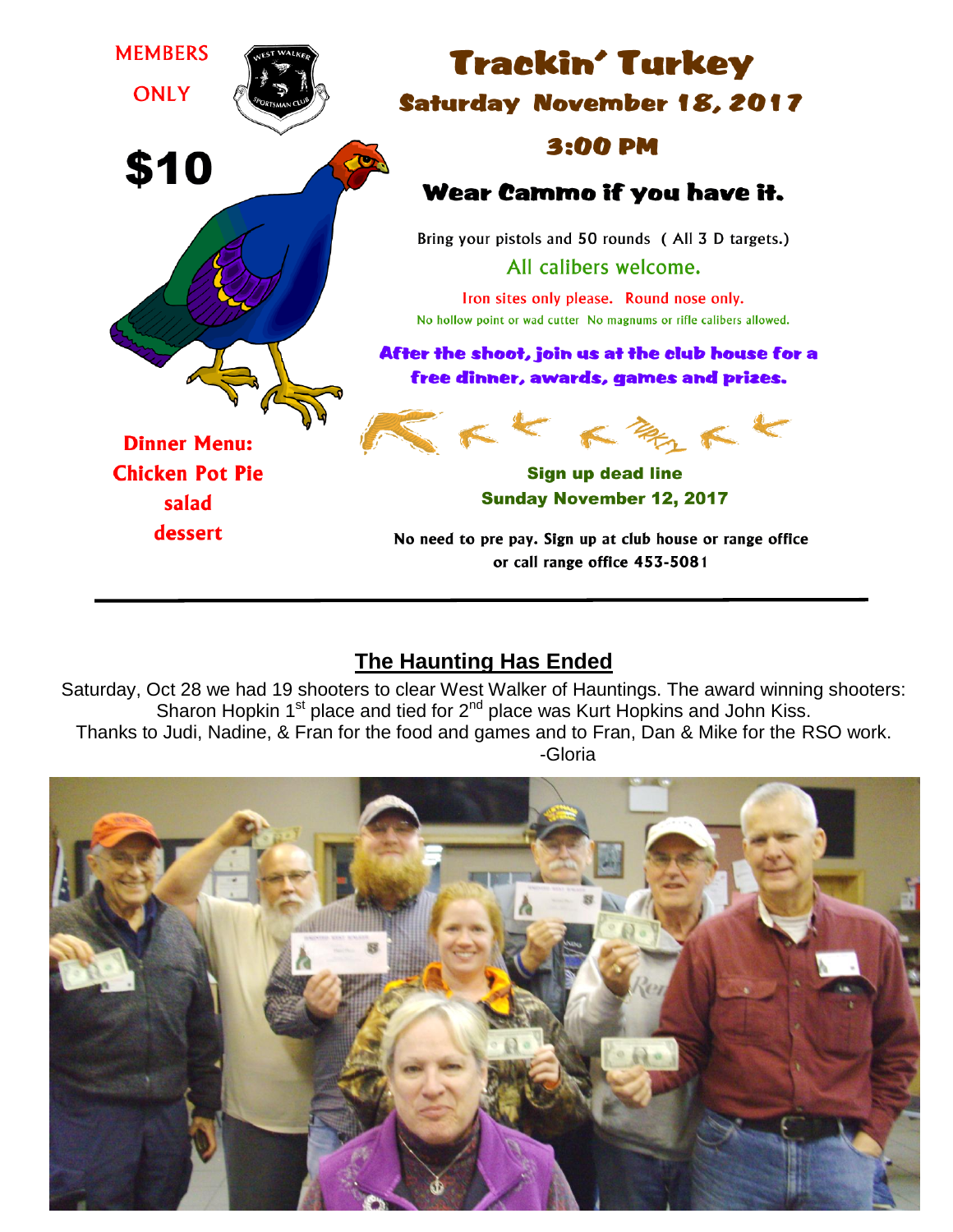MEMBERS

ONLY

$10

# Trackin' Turkey

## Saturday November 18, 2017

## 3:00 PM

### Wear Cammo if you have it.

Bring your pistols and 50 rounds ( All 3 D targets.)

All calibers welcome.

Iron sites only please. Round nose only.

No hollow point or wad cutter No magnums or rifle calibers allowed.

**After the shoot, join us at the club house for a free dinner, awards, games and prizes.**

**Dinner Menu:**
**Chicken Pot Pie**
**salad**
**dessert**

**Sign up dead line**
**Sunday November 12, 2017**

**No need to pre pay. Sign up at club house or range office or call range office 453-5081**

---

## The Haunting Has Ended

Saturday, Oct 28 we had 19 shooters to clear West Walker of Hauntings. The award winning shooters: Sharon Hopkin 1st place and tied for 2nd place was Kurt Hopkins and John Kiss.
Thanks to Judi, Nadine, & Fran for the food and games and to Fran, Dan & Mike for the RSO work.

-Gloria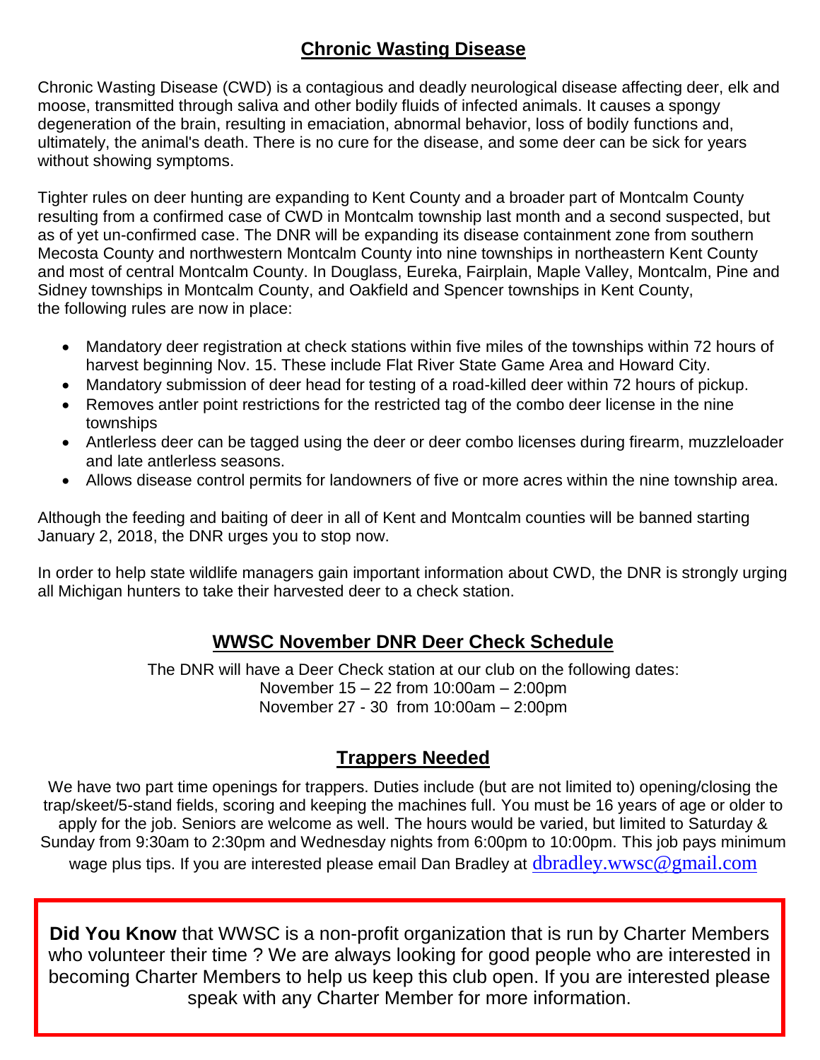## Chronic Wasting Disease

Chronic Wasting Disease (CWD) is a contagious and deadly neurological disease affecting deer, elk and moose, transmitted through saliva and other bodily fluids of infected animals. It causes a spongy degeneration of the brain, resulting in emaciation, abnormal behavior, loss of bodily functions and, ultimately, the animal's death. There is no cure for the disease, and some deer can be sick for years without showing symptoms.

Tighter rules on deer hunting are expanding to Kent County and a broader part of Montcalm County resulting from a confirmed case of CWD in Montcalm township last month and a second suspected, but as of yet un-confirmed case. The DNR will be expanding its disease containment zone from southern Mecosta County and northwestern Montcalm County into nine townships in northeastern Kent County and most of central Montcalm County. In Douglass, Eureka, Fairplain, Maple Valley, Montcalm, Pine and Sidney townships in Montcalm County, and Oakfield and Spencer townships in Kent County, the following rules are now in place:

- Mandatory deer registration at check stations within five miles of the townships within 72 hours of harvest beginning Nov. 15. These include Flat River State Game Area and Howard City.
- Mandatory submission of deer head for testing of a road-killed deer within 72 hours of pickup.
- Removes antler point restrictions for the restricted tag of the combo deer license in the nine townships
- Antlerless deer can be tagged using the deer or deer combo licenses during firearm, muzzleloader and late antlerless seasons.
- Allows disease control permits for landowners of five or more acres within the nine township area.

Although the feeding and baiting of deer in all of Kent and Montcalm counties will be banned starting January 2, 2018, the DNR urges you to stop now.

In order to help state wildlife managers gain important information about CWD, the DNR is strongly urging all Michigan hunters to take their harvested deer to a check station.

## WWSC November DNR Deer Check Schedule

The DNR will have a Deer Check station at our club on the following dates:
November 15 – 22 from 10:00am – 2:00pm
November 27 - 30 from 10:00am – 2:00pm

## Trappers Needed

We have two part time openings for trappers. Duties include (but are not limited to) opening/closing the trap/skeet/5-stand fields, scoring and keeping the machines full. You must be 16 years of age or older to apply for the job. Seniors are welcome as well. The hours would be varied, but limited to Saturday & Sunday from 9:30am to 2:30pm and Wednesday nights from 6:00pm to 10:00pm. This job pays minimum wage plus tips. If you are interested please email Dan Bradley at dbradley.wwsc@gmail.com

**Did You Know** that WWSC is a non-profit organization that is run by Charter Members who volunteer their time ? We are always looking for good people who are interested in becoming Charter Members to help us keep this club open. If you are interested please speak with any Charter Member for more information.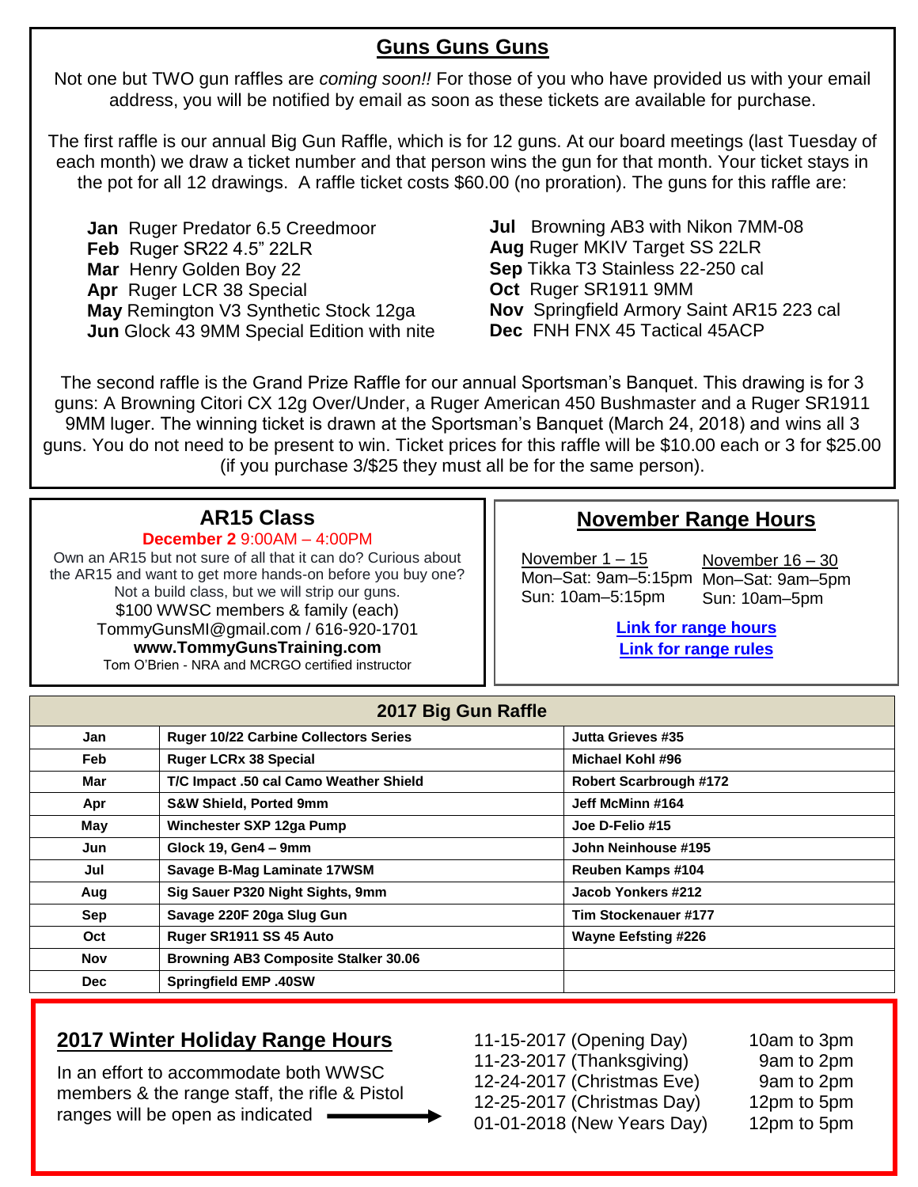## Guns Guns Guns

Not one but TWO gun raffles are *coming soon!!* For those of you who have provided us with your email address, you will be notified by email as soon as these tickets are available for purchase.

The first raffle is our annual Big Gun Raffle, which is for 12 guns. At our board meetings (last Tuesday of each month) we draw a ticket number and that person wins the gun for that month. Your ticket stays in the pot for all 12 drawings. A raffle ticket costs $60.00 (no proration). The guns for this raffle are:

- **Jan** Ruger Predator 6.5 Creedmoor
- **Feb** Ruger SR22 4.5" 22LR
- **Mar** Henry Golden Boy 22
- **Apr** Ruger LCR 38 Special
- **May** Remington V3 Synthetic Stock 12ga
- **Jun** Glock 43 9MM Special Edition with nite
- **Jul** Browning AB3 with Nikon 7MM-08
- **Aug** Ruger MKIV Target SS 22LR
- **Sep** Tikka T3 Stainless 22-250 cal
- **Oct** Ruger SR1911 9MM
- **Nov** Springfield Armory Saint AR15 223 cal
- **Dec** FNH FNX 45 Tactical 45ACP

The second raffle is the Grand Prize Raffle for our annual Sportsman's Banquet. This drawing is for 3 guns: A Browning Citori CX 12g Over/Under, a Ruger American 450 Bushmaster and a Ruger SR1911 9MM luger. The winning ticket is drawn at the Sportsman's Banquet (March 24, 2018) and wins all 3 guns. You do not need to be present to win. Ticket prices for this raffle will be $10.00 each or 3 for $25.00 (if you purchase 3/$25 they must all be for the same person).

## AR15 Class

**December 2** 9:00AM – 4:00PM

Own an AR15 but not sure of all that it can do? Curious about the AR15 and want to get more hands-on before you buy one? Not a build class, but we will strip our guns.

$100 WWSC members & family (each)

TommyGunsMI@gmail.com / 616-920-1701

**www.TommyGunsTraining.com**

Tom O'Brien - NRA and MCRGO certified instructor

## November Range Hours

November 1 – 15
Mon–Sat: 9am–5:15pm
Sun: 10am–5:15pm

November 16 – 30
Mon–Sat: 9am–5pm
Sun: 10am–5pm

Link for range hours

Link for range rules

| 2017 Big Gun Raffle | | |
|---|---|---|
| Jan | Ruger 10/22 Carbine Collectors Series | Jutta Grieves #35 |
| Feb | Ruger LCRx 38 Special | Michael Kohl #96 |
| Mar | T/C Impact .50 cal Camo Weather Shield | Robert Scarbrough #172 |
| Apr | S&W Shield, Ported 9mm | Jeff McMinn #164 |
| May | Winchester SXP 12ga Pump | Joe D-Felio #15 |
| Jun | Glock 19, Gen4 – 9mm | John Neinhouse #195 |
| Jul | Savage B-Mag Laminate 17WSM | Reuben Kamps #104 |
| Aug | Sig Sauer P320 Night Sights, 9mm | Jacob Yonkers #212 |
| Sep | Savage 220F 20ga Slug Gun | Tim Stockenauer #177 |
| Oct | Ruger SR1911 SS 45 Auto | Wayne Eefsting #226 |
| Nov | Browning AB3 Composite Stalker 30.06 | |
| Dec | Springfield EMP .40SW | |

## 2017 Winter Holiday Range Hours

In an effort to accommodate both WWSC members & the range staff, the rifle & Pistol ranges will be open as indicated →

| Date | Hours |
|---|---|
| 11-15-2017 (Opening Day) | 10am to 3pm |
| 11-23-2017 (Thanksgiving) | 9am to 2pm |
| 12-24-2017 (Christmas Eve) | 9am to 2pm |
| 12-25-2017 (Christmas Day) | 12pm to 5pm |
| 01-01-2018 (New Years Day) | 12pm to 5pm |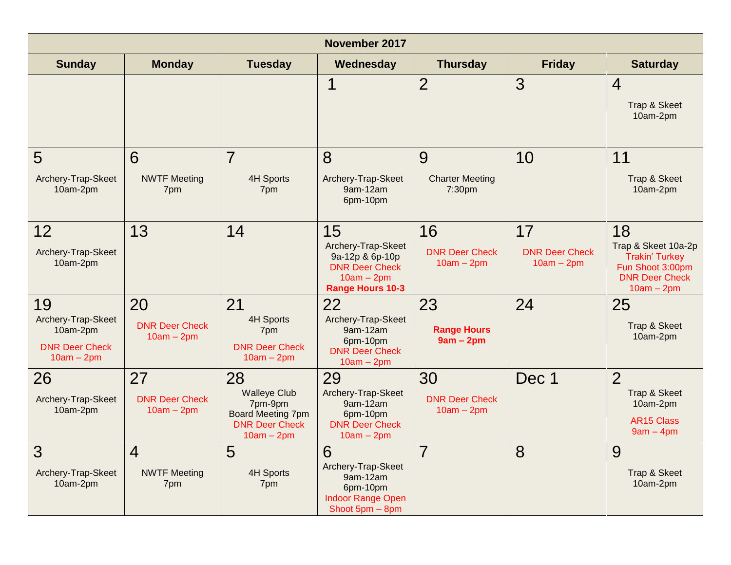| November 2017 | | | | | | |
|---|---|---|---|---|---|---|
| **Sunday** | **Monday** | **Tuesday** | **Wednesday** | **Thursday** | **Friday** | **Saturday** |
| | | | 1 | 2 | 3 | 4<br>Trap & Skeet<br>10am-2pm |
| 5<br>Archery-Trap-Skeet<br>10am-2pm | 6<br>NWTF Meeting<br>7pm | 7<br>4H Sports<br>7pm | 8<br>Archery-Trap-Skeet<br>9am-12am<br>6pm-10pm | 9<br>Charter Meeting<br>7:30pm | 10 | 11<br>Trap & Skeet<br>10am-2pm |
| 12<br>Archery-Trap-Skeet<br>10am-2pm | 13 | 14 | 15<br>Archery-Trap-Skeet<br>9a-12p & 6p-10p<br>DNR Deer Check<br>10am – 2pm<br>**Range Hours 10-3** | 16<br>DNR Deer Check<br>10am – 2pm | 17<br>DNR Deer Check<br>10am – 2pm | 18<br>Trap & Skeet 10a-2p<br>Trakin' Turkey<br>Fun Shoot 3:00pm<br>DNR Deer Check<br>10am – 2pm |
| 19<br>Archery-Trap-Skeet<br>10am-2pm<br>DNR Deer Check<br>10am – 2pm | 20<br>DNR Deer Check<br>10am – 2pm | 21<br>4H Sports<br>7pm<br>DNR Deer Check<br>10am – 2pm | 22<br>Archery-Trap-Skeet<br>9am-12am<br>6pm-10pm<br>DNR Deer Check<br>10am – 2pm | 23<br>**Range Hours**<br>**9am – 2pm** | 24 | 25<br>Trap & Skeet<br>10am-2pm |
| 26<br>Archery-Trap-Skeet<br>10am-2pm | 27<br>DNR Deer Check<br>10am – 2pm | 28<br>Walleye Club<br>7pm-9pm<br>Board Meeting 7pm<br>DNR Deer Check<br>10am – 2pm | 29<br>Archery-Trap-Skeet<br>9am-12am<br>6pm-10pm<br>DNR Deer Check<br>10am – 2pm | 30<br>DNR Deer Check<br>10am – 2pm | Dec 1 | 2<br>Trap & Skeet<br>10am-2pm<br>AR15 Class<br>9am – 4pm |
| 3<br>Archery-Trap-Skeet<br>10am-2pm | 4<br>NWTF Meeting<br>7pm | 5<br>4H Sports<br>7pm | 6<br>Archery-Trap-Skeet<br>9am-12am<br>6pm-10pm<br>Indoor Range Open<br>Shoot 5pm – 8pm | 7 | 8 | 9<br>Trap & Skeet<br>10am-2pm |